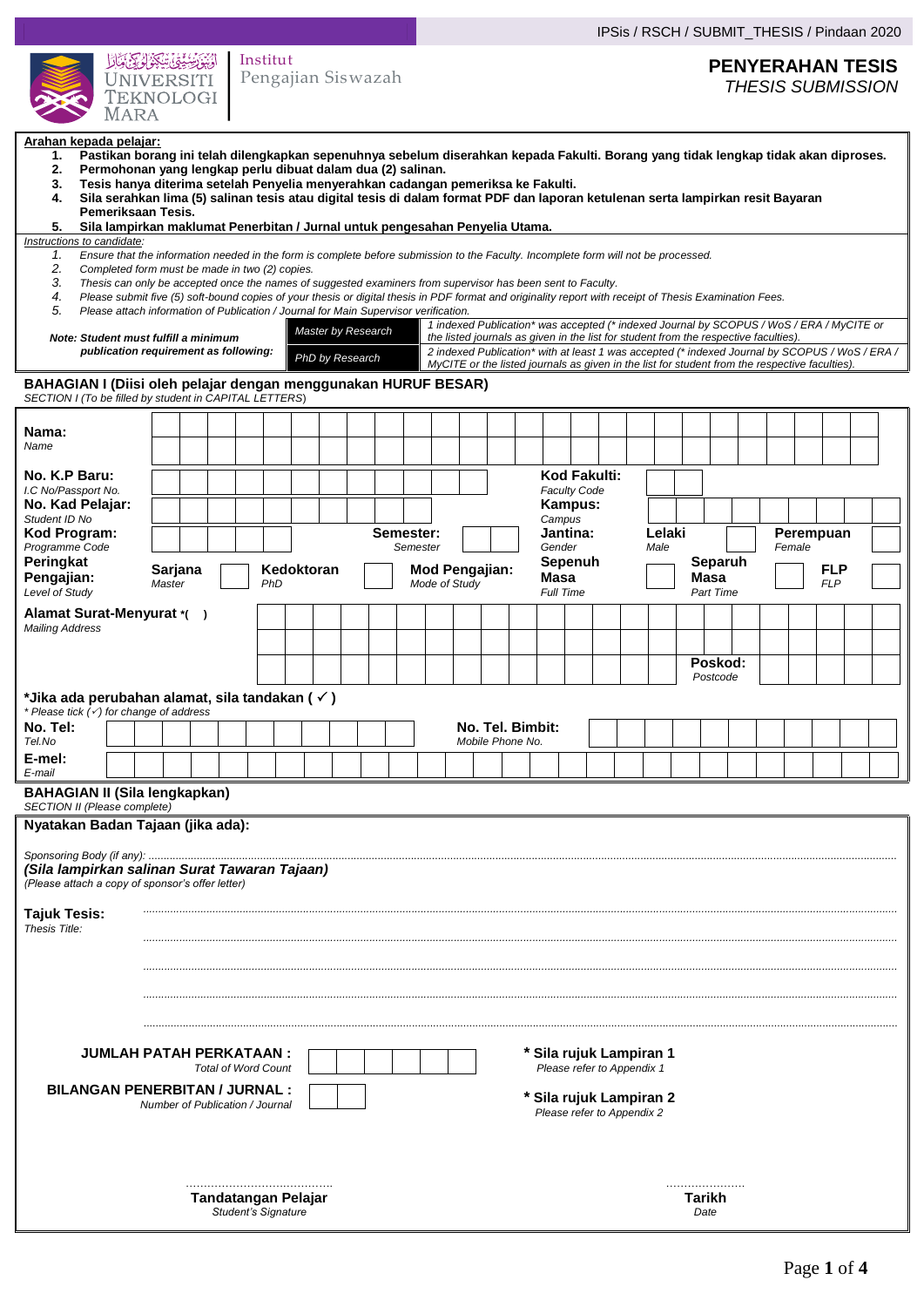IPSis / RSCH / SUBMIT_THESIS / Pindaan 2020

Universiti Teknologi MARA | Institut Pengajian Siswazah

# PENYERAHAN TESIS
*THESIS SUBMISSION*

**Arahan kepada pelajar:**

1. **Pastikan borang ini telah dilengkapkan sepenuhnya sebelum diserahkan kepada Fakulti. Borang yang tidak lengkap tidak akan diproses.**
2. **Permohonan yang lengkap perlu dibuat dalam dua (2) salinan.**
3. **Tesis hanya diterima setelah Penyelia menyerahkan cadangan pemeriksa ke Fakulti.**
4. **Sila serahkan lima (5) salinan tesis atau digital tesis di dalam format PDF dan laporan ketulenan serta lampirkan resit Bayaran Pemeriksaan Tesis.**
5. **Sila lampirkan maklumat Penerbitan / Jurnal untuk pengesahan Penyelia Utama.**

*Instructions to candidate:*

1. *Ensure that the information needed in the form is complete before submission to the Faculty. Incomplete form will not be processed.*
2. *Completed form must be made in two (2) copies.*
3. *Thesis can only be accepted once the names of suggested examiners from supervisor has been sent to Faculty.*
4. *Please submit five (5) soft-bound copies of your thesis or digital thesis in PDF format and originality report with receipt of Thesis Examination Fees.*
5. *Please attach information of Publication / Journal for Main Supervisor verification.*

| ***Note: Student must fulfill a minimum publication requirement as following:*** | | |
|---|---|---|
| | *Master by Research* | *1 indexed Publication\* was accepted (\* indexed Journal by SCOPUS / WoS / ERA / MyCITE or the listed journals as given in the list for student from the respective faculties).* |
| | *PhD by Research* | *2 indexed Publication\* with at least 1 was accepted (\* indexed Journal by SCOPUS / WoS / ERA / MyCITE or the listed journals as given in the list for student from the respective faculties).* |

## BAHAGIAN I (Diisi oleh pelajar dengan menggunakan HURUF BESAR)
*SECTION I (To be filled by student in CAPITAL LETTERS)*

**Nama:** *Name*

**No. K.P Baru:** *I.C No/Passport No.* **Kod Fakulti:** *Faculty Code*

**No. Kad Pelajar:** *Student ID No* **Kampus:** *Campus*

**Kod Program:** *Programme Code* **Semester:** *Semester* **Jantina:** *Gender* **Lelaki** *Male* ☐ **Perempuan** *Female* ☐

**Peringkat Pengajian:** *Level of Study* **Sarjana** *Master* ☐ **Kedoktoran** *PhD* ☐ **Mod Pengajian:** *Mode of Study* **Sepenuh Masa** *Full Time* ☐ **Separuh Masa** *Part Time* ☐ **FLP** *FLP* ☐

**Alamat Surat-Menyurat \*( )** *Mailing Address*

**Poskod:** *Postcode*

**\*Jika ada perubahan alamat, sila tandakan ( ✓ )**
*\* Please tick (✓) for change of address*

**No. Tel:** *Tel.No* **No. Tel. Bimbit:** *Mobile Phone No.*

**E-mel:** *E-mail*

## BAHAGIAN II (Sila lengkapkan)
*SECTION II (Please complete)*

**Nyatakan Badan Tajaan (jika ada):**

*Sponsoring Body (if any):* ..........................................................................................

***(Sila lampirkan salinan Surat Tawaran Tajaan)***
*(Please attach a copy of sponsor's offer letter)*

**Tajuk Tesis:** ..........................................................................................
*Thesis Title:*
..........................................................................................
..........................................................................................
..........................................................................................
..........................................................................................

**JUMLAH PATAH PERKATAAN :** *Total of Word Count* **\* Sila rujuk Lampiran 1** *Please refer to Appendix 1*

**BILANGAN PENERBITAN / JURNAL :** *Number of Publication / Journal* **\* Sila rujuk Lampiran 2** *Please refer to Appendix 2*

.......................................... **Tandatangan Pelajar** *Student's Signature*

...................... **Tarikh** *Date*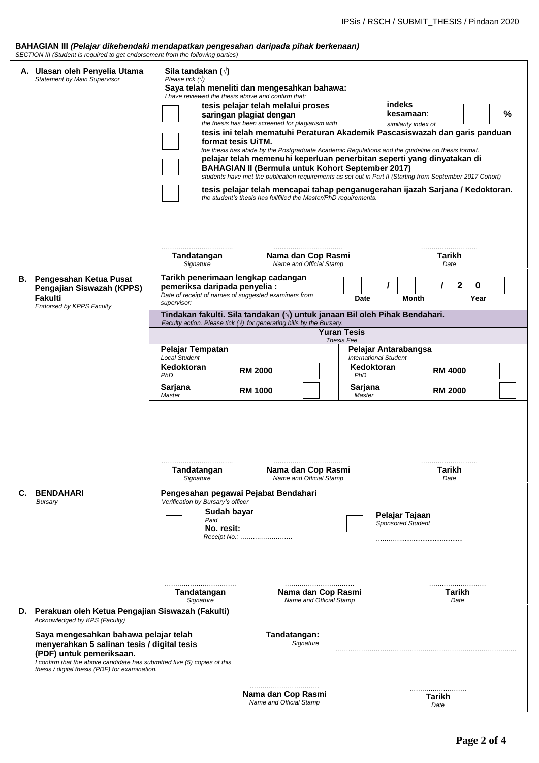**BAHAGIAN III *(Pelajar dikehendaki mendapatkan pengesahan daripada pihak berkenaan)***
*SECTION III (Student is required to get endorsement from the following parties)*

## A. Ulasan oleh Penyelia Utama
*Statement by Main Supervisor*

**Sila tandakan (√)**
*Please tick (√)*

**Saya telah meneliti dan mengesahkan bahawa:**
*I have reviewed the thesis above and confirm that:*

- [ ] **tesis pelajar telah melalui proses saringan plagiat dengan** **indeks kesamaan**: ____ %
  *the thesis has been screened for plagiarism with similarity index of*
- [ ] **tesis ini telah mematuhi Peraturan Akademik Pascasiswazah dan garis panduan format tesis UiTM.**
  *the thesis has abide by the Postgraduate Academic Regulations and the guideline on thesis format.*
- [ ] **pelajar telah memenuhi keperluan penerbitan seperti yang dinyatakan di BAHAGIAN II (Bermula untuk Kohort September 2017)**
  *students have met the publication requirements as set out in Part II (Starting from September 2017 Cohort)*
- [ ] **tesis pelajar telah mencapai tahap penganugerahan ijazah Sarjana / Kedoktoran.**
  *the student's thesis has fullfilled the Master/PhD requirements.*

| ……………………………. | ……………………………. | ……………………… |
|---|---|---|
| **Tandatangan** *Signature* | **Nama dan Cop Rasmi** *Name and Official Stamp* | **Tarikh** *Date* |

## B. Pengesahan Ketua Pusat Pengajian Siswazah (KPPS) Fakulti
*Endorsed by KPPS Faculty*

**Tarikh penerimaan lengkap cadangan pemeriksa daripada penyelia :** ___ / ___ / 20__
*Date of receipt of names of suggested examiners from supervisor:* (Date / Month / Year)

**Tindakan fakulti. Sila tandakan (√) untuk janaan Bil oleh Pihak Bendahari.**
*Faculty action. Please tick (√) for generating bills by the Bursary.*

| **Yuran Tesis** *Thesis Fee* | | | | | |
|---|---|---|---|---|---|
| **Pelajar Tempatan** *Local Student* | | | **Pelajar Antarabangsa** *International Student* | | |
| **Kedoktoran** *PhD* | **RM 2000** | [ ] | **Kedoktoran** *PhD* | **RM 4000** | [ ] |
| **Sarjana** *Master* | **RM 1000** | [ ] | **Sarjana** *Master* | **RM 2000** | [ ] |

| ……………………………. | ……………………………. | ……………………… |
|---|---|---|
| **Tandatangan** *Signature* | **Nama dan Cop Rasmi** *Name and Official Stamp* | **Tarikh** *Date* |

## C. BENDAHARI
*Bursary*

**Pengesahan pegawai Pejabat Bendahari**
*Verification by Bursary's officer*

- [ ] **Sudah bayar** *Paid*
  **No. resit:** *Receipt No.: ……………………*
- [ ] **Pelajar Tajaan** *Sponsored Student*
  ……………………………………

| ……………………………. | ……………………………. | ……………………… |
|---|---|---|
| **Tandatangan** *Signature* | **Nama dan Cop Rasmi** *Name and Official Stamp* | **Tarikh** *Date* |

## D. Perakuan oleh Ketua Pengajian Siswazah (Fakulti)
*Acknowledged by KPS (Faculty)*

**Saya mengesahkan bahawa pelajar telah menyerahkan 5 salinan tesis / digital tesis (PDF) untuk pemeriksaan.**
*I confirm that the above candidate has submitted five (5) copies of this thesis / digital thesis (PDF) for examination.*

**Tandatangan:** *Signature* ……………………………………………………………………………

| ……………………………. | ……………………… |
|---|---|
| **Nama dan Cop Rasmi** *Name and Official Stamp* | **Tarikh** *Date* |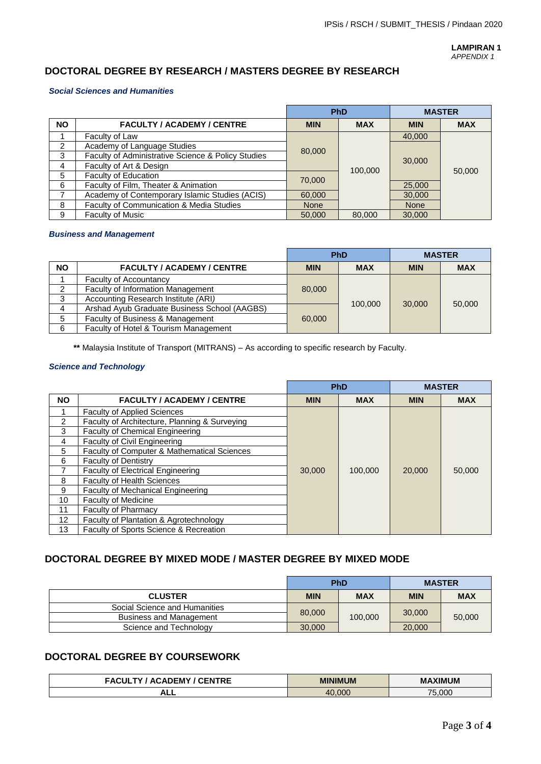**LAMPIRAN 1**
*APPENDIX 1*

## DOCTORAL DEGREE BY RESEARCH / MASTERS DEGREE BY RESEARCH

### *Social Sciences and Humanities*

| | | PhD | | MASTER | |
|---|---|---|---|---|---|
| **NO** | **FACULTY / ACADEMY / CENTRE** | **MIN** | **MAX** | **MIN** | **MAX** |
| 1 | Faculty of Law | 80,000 | 100,000 | 40,000 | 50,000 |
| 2 | Academy of Language Studies | 80,000 | 100,000 | 30,000 | 50,000 |
| 3 | Faculty of Administrative Science & Policy Studies | 80,000 | 100,000 | 30,000 | 50,000 |
| 4 | Faculty of Art & Design | 80,000 | 100,000 | 30,000 | 50,000 |
| 5 | Faculty of Education | 70,000 | 100,000 | 30,000 | 50,000 |
| 6 | Faculty of Film, Theater & Animation | 70,000 | 100,000 | 25,000 | 50,000 |
| 7 | Academy of Contemporary Islamic Studies (ACIS) | 60,000 | 100,000 | 30,000 | 50,000 |
| 8 | Faculty of Communication & Media Studies | None | 100,000 | None | 50,000 |
| 9 | Faculty of Music | 50,000 | 80,000 | 30,000 | 50,000 |

### *Business and Management*

| | | PhD | | MASTER | |
|---|---|---|---|---|---|
| **NO** | **FACULTY / ACADEMY / CENTRE** | **MIN** | **MAX** | **MIN** | **MAX** |
| 1 | Faculty of Accountancy | 80,000 | 100,000 | 30,000 | 50,000 |
| 2 | Faculty of Information Management | 80,000 | 100,000 | 30,000 | 50,000 |
| 3 | Accounting Research Institute (ARI) | 80,000 | 100,000 | 30,000 | 50,000 |
| 4 | Arshad Ayub Graduate Business School (AAGBS) | 60,000 | 100,000 | 30,000 | 50,000 |
| 5 | Faculty of Business & Management | 60,000 | 100,000 | 30,000 | 50,000 |
| 6 | Faculty of Hotel & Tourism Management | 60,000 | 100,000 | 30,000 | 50,000 |

**\*\*** Malaysia Institute of Transport (MITRANS) – As according to specific research by Faculty.

### *Science and Technology*

| | | PhD | | MASTER | |
|---|---|---|---|---|---|
| **NO** | **FACULTY / ACADEMY / CENTRE** | **MIN** | **MAX** | **MIN** | **MAX** |
| 1 | Faculty of Applied Sciences | 30,000 | 100,000 | 20,000 | 50,000 |
| 2 | Faculty of Architecture, Planning & Surveying | 30,000 | 100,000 | 20,000 | 50,000 |
| 3 | Faculty of Chemical Engineering | 30,000 | 100,000 | 20,000 | 50,000 |
| 4 | Faculty of Civil Engineering | 30,000 | 100,000 | 20,000 | 50,000 |
| 5 | Faculty of Computer & Mathematical Sciences | 30,000 | 100,000 | 20,000 | 50,000 |
| 6 | Faculty of Dentistry | 30,000 | 100,000 | 20,000 | 50,000 |
| 7 | Faculty of Electrical Engineering | 30,000 | 100,000 | 20,000 | 50,000 |
| 8 | Faculty of Health Sciences | 30,000 | 100,000 | 20,000 | 50,000 |
| 9 | Faculty of Mechanical Engineering | 30,000 | 100,000 | 20,000 | 50,000 |
| 10 | Faculty of Medicine | 30,000 | 100,000 | 20,000 | 50,000 |
| 11 | Faculty of Pharmacy | 30,000 | 100,000 | 20,000 | 50,000 |
| 12 | Faculty of Plantation & Agrotechnology | 30,000 | 100,000 | 20,000 | 50,000 |
| 13 | Faculty of Sports Science & Recreation | 30,000 | 100,000 | 20,000 | 50,000 |

## DOCTORAL DEGREE BY MIXED MODE / MASTER DEGREE BY MIXED MODE

| | PhD | | MASTER | |
|---|---|---|---|---|
| **CLUSTER** | **MIN** | **MAX** | **MIN** | **MAX** |
| Social Science and Humanities | 80,000 | 100,000 | 30,000 | 50,000 |
| Business and Management | 80,000 | 100,000 | 30,000 | 50,000 |
| Science and Technology | 30,000 | 100,000 | 20,000 | 50,000 |

## DOCTORAL DEGREE BY COURSEWORK

| FACULTY / ACADEMY / CENTRE | MINIMUM | MAXIMUM |
|---|---|---|
| **ALL** | 40,000 | 75,000 |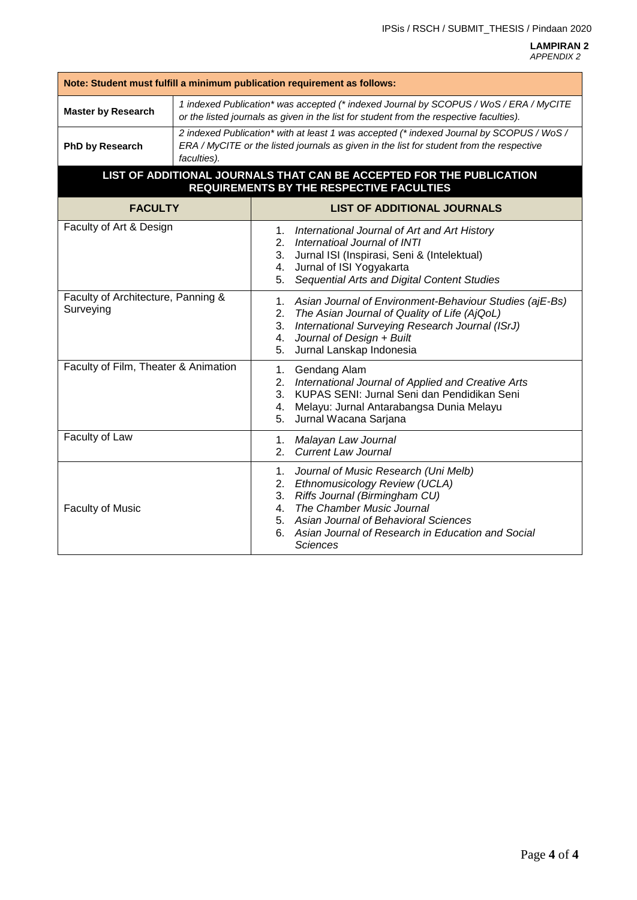**LAMPIRAN 2**
*APPENDIX 2*

| **Note: Student must fulfill a minimum publication requirement as follows:** | |
|---|---|
| **Master by Research** | *1 indexed Publication\* was accepted (\* indexed Journal by SCOPUS / WoS / ERA / MyCITE or the listed journals as given in the list for student from the respective faculties).* |
| **PhD by Research** | *2 indexed Publication\* with at least 1 was accepted (\* indexed Journal by SCOPUS / WoS / ERA / MyCITE or the listed journals as given in the list for student from the respective faculties).* |

**LIST OF ADDITIONAL JOURNALS THAT CAN BE ACCEPTED FOR THE PUBLICATION REQUIREMENTS BY THE RESPECTIVE FACULTIES**

| **FACULTY** | **LIST OF ADDITIONAL JOURNALS** |
|---|---|
| Faculty of Art & Design | 1. *International Journal of Art and Art History*<br>2. *Internatioal Journal of INTI*<br>3. Jurnal ISI (Inspirasi, Seni & (Intelektual)<br>4. Jurnal of ISI Yogyakarta<br>5. *Sequential Arts and Digital Content Studies* |
| Faculty of Architecture, Panning & Surveying | 1. *Asian Journal of Environment-Behaviour Studies (ajE-Bs)*<br>2. *The Asian Journal of Quality of Life (AjQoL)*<br>3. *International Surveying Research Journal (ISrJ)*<br>4. *Journal of Design + Built*<br>5. Jurnal Lanskap Indonesia |
| Faculty of Film, Theater & Animation | 1. Gendang Alam<br>2. *International Journal of Applied and Creative Arts*<br>3. KUPAS SENI: Jurnal Seni dan Pendidikan Seni<br>4. Melayu: Jurnal Antarabangsa Dunia Melayu<br>5. Jurnal Wacana Sarjana |
| Faculty of Law | 1. *Malayan Law Journal*<br>2. *Current Law Journal* |
| Faculty of Music | 1. *Journal of Music Research (Uni Melb)*<br>2. *Ethnomusicology Review (UCLA)*<br>3. *Riffs Journal (Birmingham CU)*<br>4. *The Chamber Music Journal*<br>5. *Asian Journal of Behavioral Sciences*<br>6. *Asian Journal of Research in Education and Social Sciences* |